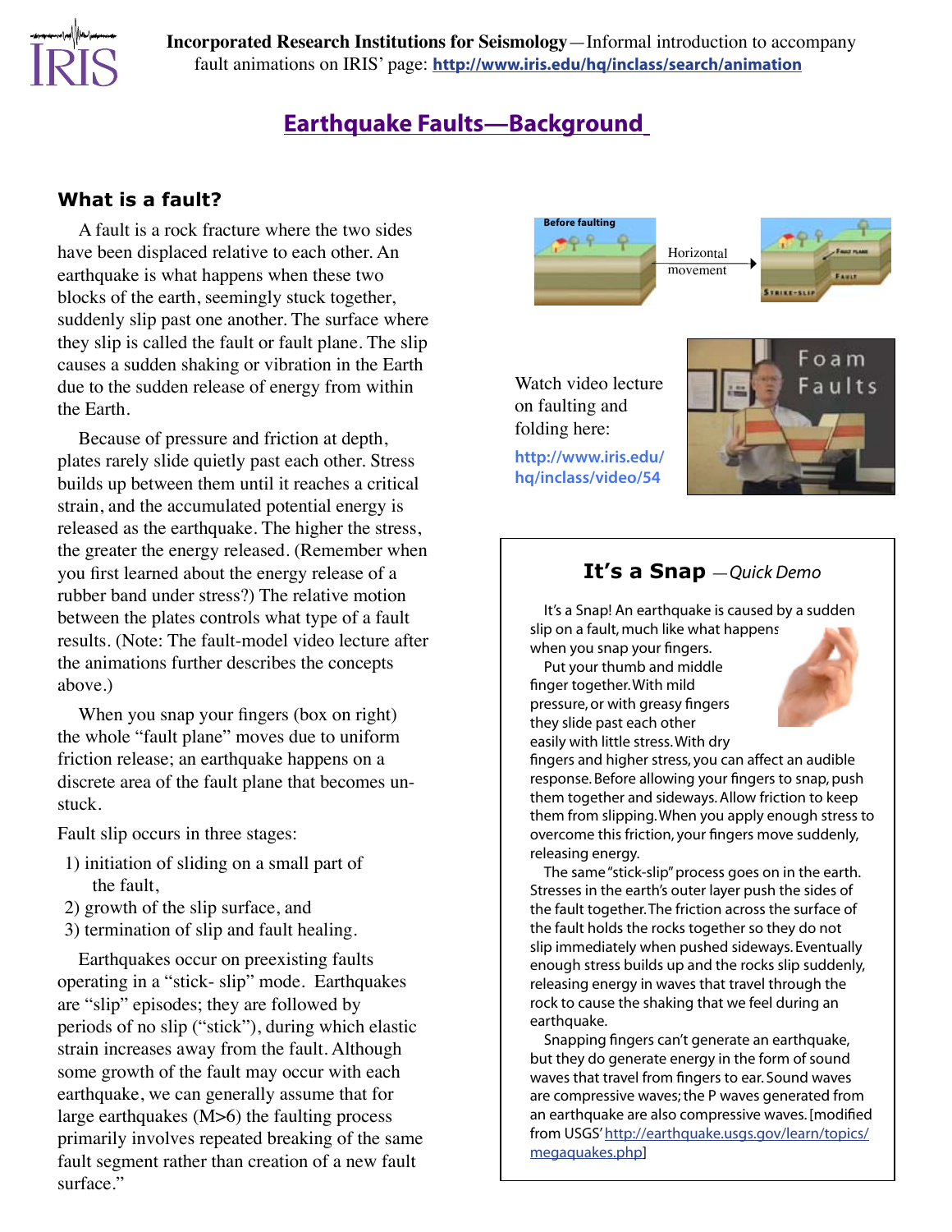**Incorporated Research Institutions for Seismology**—Informal introduction to accompany fault animations on IRIS' page: http://www.iris.edu/hq/inclass/search/animation

# Earthquake Faults—Background

## What is a fault?

A fault is a rock fracture where the two sides have been displaced relative to each other. An earthquake is what happens when these two blocks of the earth, seemingly stuck together, suddenly slip past one another. The surface where they slip is called the fault or fault plane. The slip causes a sudden shaking or vibration in the Earth due to the sudden release of energy from within the Earth.

Because of pressure and friction at depth, plates rarely slide quietly past each other. Stress builds up between them until it reaches a critical strain, and the accumulated potential energy is released as the earthquake. The higher the stress, the greater the energy released. (Remember when you first learned about the energy release of a rubber band under stress?) The relative motion between the plates controls what type of a fault results. (Note: The fault-model video lecture after the animations further describes the concepts above.)

When you snap your fingers (box on right) the whole "fault plane" moves due to uniform friction release; an earthquake happens on a discrete area of the fault plane that becomes un-stuck.

Fault slip occurs in three stages:

1) initiation of sliding on a small part of the fault,
2) growth of the slip surface, and
3) termination of slip and fault healing.

Earthquakes occur on preexisting faults operating in a "stick- slip" mode. Earthquakes are "slip" episodes; they are followed by periods of no slip ("stick"), during which elastic strain increases away from the fault. Although some growth of the fault may occur with each earthquake, we can generally assume that for large earthquakes (M>6) the faulting process primarily involves repeated breaking of the same fault segment rather than creation of a new fault surface."

Before faulting — Horizontal movement — Fault plane, Fault, Strike-slip

Watch video lecture on faulting and folding here: http://www.iris.edu/hq/inclass/video/54

Foam Faults

### It's a Snap —*Quick Demo*

It's a Snap! An earthquake is caused by a sudden slip on a fault, much like what happens when you snap your fingers.

Put your thumb and middle finger together. With mild pressure, or with greasy fingers they slide past each other easily with little stress. With dry fingers and higher stress, you can affect an audible response. Before allowing your fingers to snap, push them together and sideways. Allow friction to keep them from slipping. When you apply enough stress to overcome this friction, your fingers move suddenly, releasing energy.

The same "stick-slip" process goes on in the earth. Stresses in the earth's outer layer push the sides of the fault together. The friction across the surface of the fault holds the rocks together so they do not slip immediately when pushed sideways. Eventually enough stress builds up and the rocks slip suddenly, releasing energy in waves that travel through the rock to cause the shaking that we feel during an earthquake.

Snapping fingers can't generate an earthquake, but they do generate energy in the form of sound waves that travel from fingers to ear. Sound waves are compressive waves; the P waves generated from an earthquake are also compressive waves. [modified from USGS' http://earthquake.usgs.gov/learn/topics/megaquakes.php]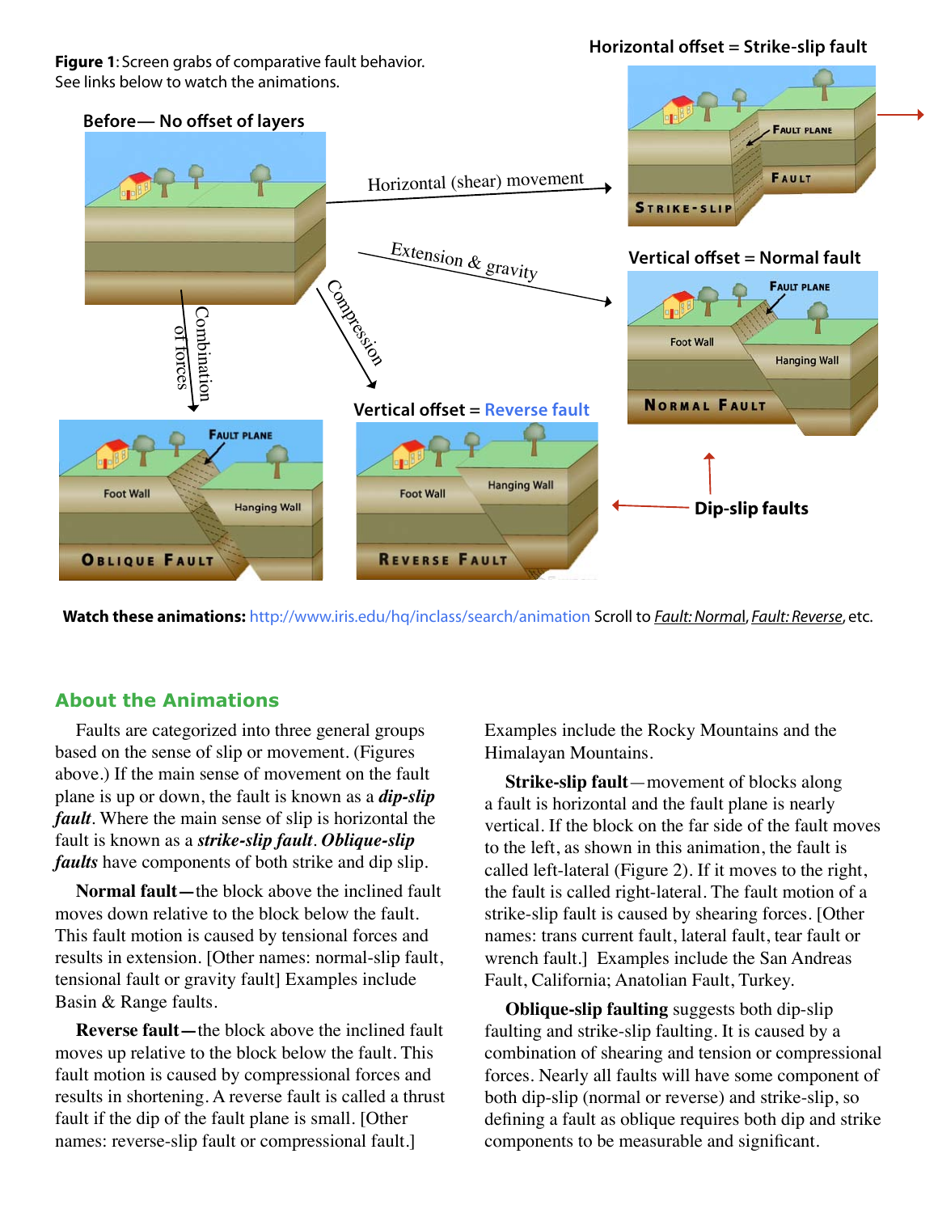**Figure 1**: Screen grabs of comparative fault behavior. See links below to watch the animations.

**Watch these animations:** http://www.iris.edu/hq/inclass/search/animation Scroll to *Fault: Normal*, *Fault: Reverse*, etc.

## About the Animations

Faults are categorized into three general groups based on the sense of slip or movement. (Figures above.) If the main sense of movement on the fault plane is up or down, the fault is known as a ***dip-slip fault***. Where the main sense of slip is horizontal the fault is known as a ***strike-slip fault***. ***Oblique-slip faults*** have components of both strike and dip slip.

**Normal fault—**the block above the inclined fault moves down relative to the block below the fault. This fault motion is caused by tensional forces and results in extension. [Other names: normal-slip fault, tensional fault or gravity fault] Examples include Basin & Range faults.

**Reverse fault—**the block above the inclined fault moves up relative to the block below the fault. This fault motion is caused by compressional forces and results in shortening. A reverse fault is called a thrust fault if the dip of the fault plane is small. [Other names: reverse-slip fault or compressional fault.] Examples include the Rocky Mountains and the Himalayan Mountains.

**Strike-slip fault**—movement of blocks along a fault is horizontal and the fault plane is nearly vertical. If the block on the far side of the fault moves to the left, as shown in this animation, the fault is called left-lateral (Figure 2). If it moves to the right, the fault is called right-lateral. The fault motion of a strike-slip fault is caused by shearing forces. [Other names: trans current fault, lateral fault, tear fault or wrench fault.] Examples include the San Andreas Fault, California; Anatolian Fault, Turkey.

**Oblique-slip faulting** suggests both dip-slip faulting and strike-slip faulting. It is caused by a combination of shearing and tension or compressional forces. Nearly all faults will have some component of both dip-slip (normal or reverse) and strike-slip, so defining a fault as oblique requires both dip and strike components to be measurable and significant.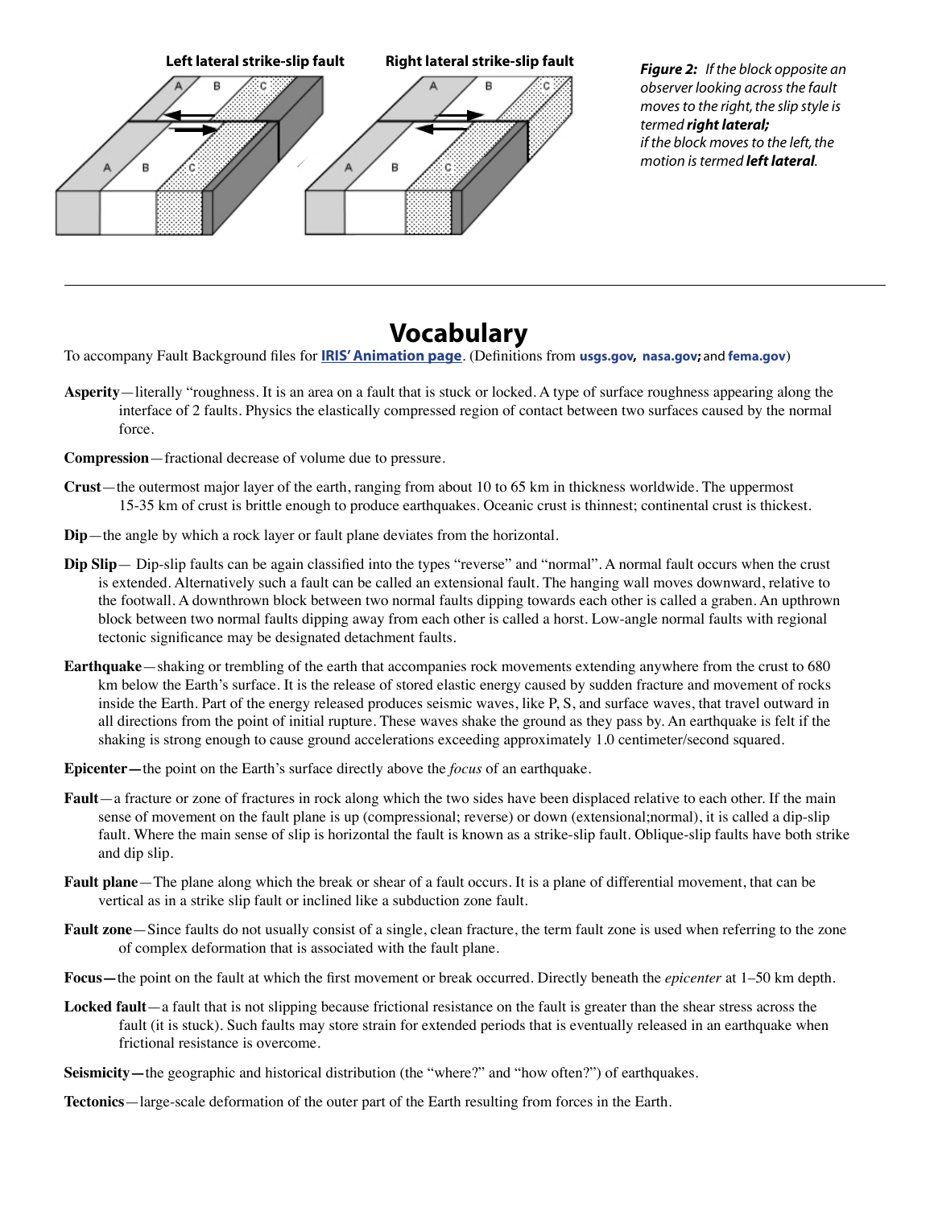Left lateral strike-slip fault

Right lateral strike-slip fault

A B C

A B C

A B C

A B C

***Figure 2:*** *If the block opposite an observer looking across the fault moves to the right, the slip style is termed* ***right lateral;*** *if the block moves to the left, the motion is termed* ***left lateral****.*

---

# Vocabulary

To accompany Fault Background files for **IRIS' Animation page**. (Definitions from **usgs.gov**, **nasa.gov**; and **fema.gov**)

**Asperity**—literally "roughness. It is an area on a fault that is stuck or locked. A type of surface roughness appearing along the interface of 2 faults. Physics the elastically compressed region of contact between two surfaces caused by the normal force.

**Compression**—fractional decrease of volume due to pressure.

**Crust**—the outermost major layer of the earth, ranging from about 10 to 65 km in thickness worldwide. The uppermost 15-35 km of crust is brittle enough to produce earthquakes. Oceanic crust is thinnest; continental crust is thickest.

**Dip**—the angle by which a rock layer or fault plane deviates from the horizontal.

**Dip Slip**— Dip-slip faults can be again classified into the types "reverse" and "normal". A normal fault occurs when the crust is extended. Alternatively such a fault can be called an extensional fault. The hanging wall moves downward, relative to the footwall. A downthrown block between two normal faults dipping towards each other is called a graben. An upthrown block between two normal faults dipping away from each other is called a horst. Low-angle normal faults with regional tectonic significance may be designated detachment faults.

**Earthquake**—shaking or trembling of the earth that accompanies rock movements extending anywhere from the crust to 680 km below the Earth's surface. It is the release of stored elastic energy caused by sudden fracture and movement of rocks inside the Earth. Part of the energy released produces seismic waves, like P, S, and surface waves, that travel outward in all directions from the point of initial rupture. These waves shake the ground as they pass by. An earthquake is felt if the shaking is strong enough to cause ground accelerations exceeding approximately 1.0 centimeter/second squared.

**Epicenter—**the point on the Earth's surface directly above the *focus* of an earthquake.

**Fault**—a fracture or zone of fractures in rock along which the two sides have been displaced relative to each other. If the main sense of movement on the fault plane is up (compressional; reverse) or down (extensional;normal), it is called a dip-slip fault. Where the main sense of slip is horizontal the fault is known as a strike-slip fault. Oblique-slip faults have both strike and dip slip.

**Fault plane**—The plane along which the break or shear of a fault occurs. It is a plane of differential movement, that can be vertical as in a strike slip fault or inclined like a subduction zone fault.

**Fault zone**—Since faults do not usually consist of a single, clean fracture, the term fault zone is used when referring to the zone of complex deformation that is associated with the fault plane.

**Focus—**the point on the fault at which the first movement or break occurred. Directly beneath the *epicenter* at 1–50 km depth.

**Locked fault**—a fault that is not slipping because frictional resistance on the fault is greater than the shear stress across the fault (it is stuck). Such faults may store strain for extended periods that is eventually released in an earthquake when frictional resistance is overcome.

**Seismicity—**the geographic and historical distribution (the "where?" and "how often?") of earthquakes.

**Tectonics**—large-scale deformation of the outer part of the Earth resulting from forces in the Earth.